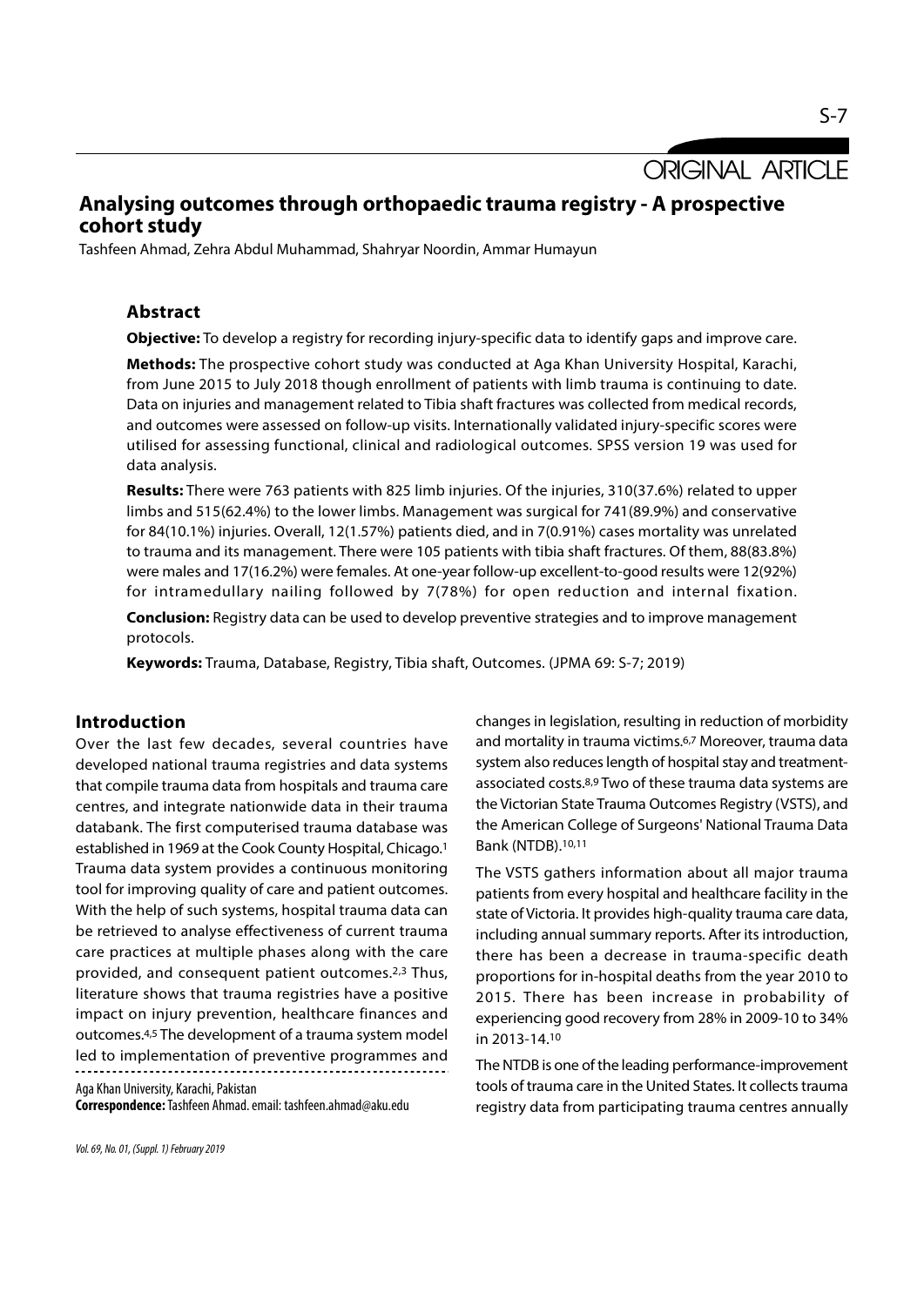ORIGINAL ARTICLE

# Analysing outcomes through orthopaedic trauma registry - A prospective cohort study

Tashfeen Ahmad, Zehra Abdul Muhammad, Shahryar Noordin, Ammar Humayun

## Abstract

**Objective:** To develop a registry for recording injury-specific data to identify gaps and improve care.

**Methods:** The prospective cohort study was conducted at Aga Khan University Hospital, Karachi, from June 2015 to July 2018 though enrollment of patients with limb trauma is continuing to date. Data on injuries and management related to Tibia shaft fractures was collected from medical records, and outcomes were assessed on follow-up visits. Internationally validated injury-specific scores were utilised for assessing functional, clinical and radiological outcomes. SPSS version 19 was used for data analysis.

**Results:** There were 763 patients with 825 limb injuries. Of the injuries, 310(37.6%) related to upper limbs and 515(62.4%) to the lower limbs. Management was surgical for 741(89.9%) and conservative for 84(10.1%) injuries. Overall, 12(1.57%) patients died, and in 7(0.91%) cases mortality was unrelated to trauma and its management. There were 105 patients with tibia shaft fractures. Of them, 88(83.8%) were males and 17(16.2%) were females. At one-year follow-up excellent-to-good results were 12(92%) for intramedullary nailing followed by 7(78%) for open reduction and internal fixation.

**Conclusion:** Registry data can be used to develop preventive strategies and to improve management protocols.

**Keywords:** Trauma, Database, Registry, Tibia shaft, Outcomes. (JPMA 69: S-7; 2019)

## Introduction

Over the last few decades, several countries have developed national trauma registries and data systems that compile trauma data from hospitals and trauma care centres, and integrate nationwide data in their trauma databank. The first computerised trauma database was established in 1969 at the Cook County Hospital, Chicago.[1] Trauma data system provides a continuous monitoring tool for improving quality of care and patient outcomes. With the help of such systems, hospital trauma data can be retrieved to analyse effectiveness of current trauma care practices at multiple phases along with the care provided, and consequent patient outcomes.[2,3] Thus, literature shows that trauma registries have a positive impact on injury prevention, healthcare finances and outcomes.[4,5] The development of a trauma system model led to implementation of preventive programmes and changes in legislation, resulting in reduction of morbidity and mortality in trauma victims.[6,7] Moreover, trauma data system also reduces length of hospital stay and treatment-associated costs.[8,9] Two of these trauma data systems are the Victorian State Trauma Outcomes Registry (VSTS), and the American College of Surgeons' National Trauma Data Bank (NTDB).[10,11]

The VSTS gathers information about all major trauma patients from every hospital and healthcare facility in the state of Victoria. It provides high-quality trauma care data, including annual summary reports. After its introduction, there has been a decrease in trauma-specific death proportions for in-hospital deaths from the year 2010 to 2015. There has been increase in probability of experiencing good recovery from 28% in 2009-10 to 34% in 2013-14.[10]

The NTDB is one of the leading performance-improvement tools of trauma care in the United States. It collects trauma registry data from participating trauma centres annually

Aga Khan University, Karachi, Pakistan

**Correspondence:** Tashfeen Ahmad. email: tashfeen.ahmad@aku.edu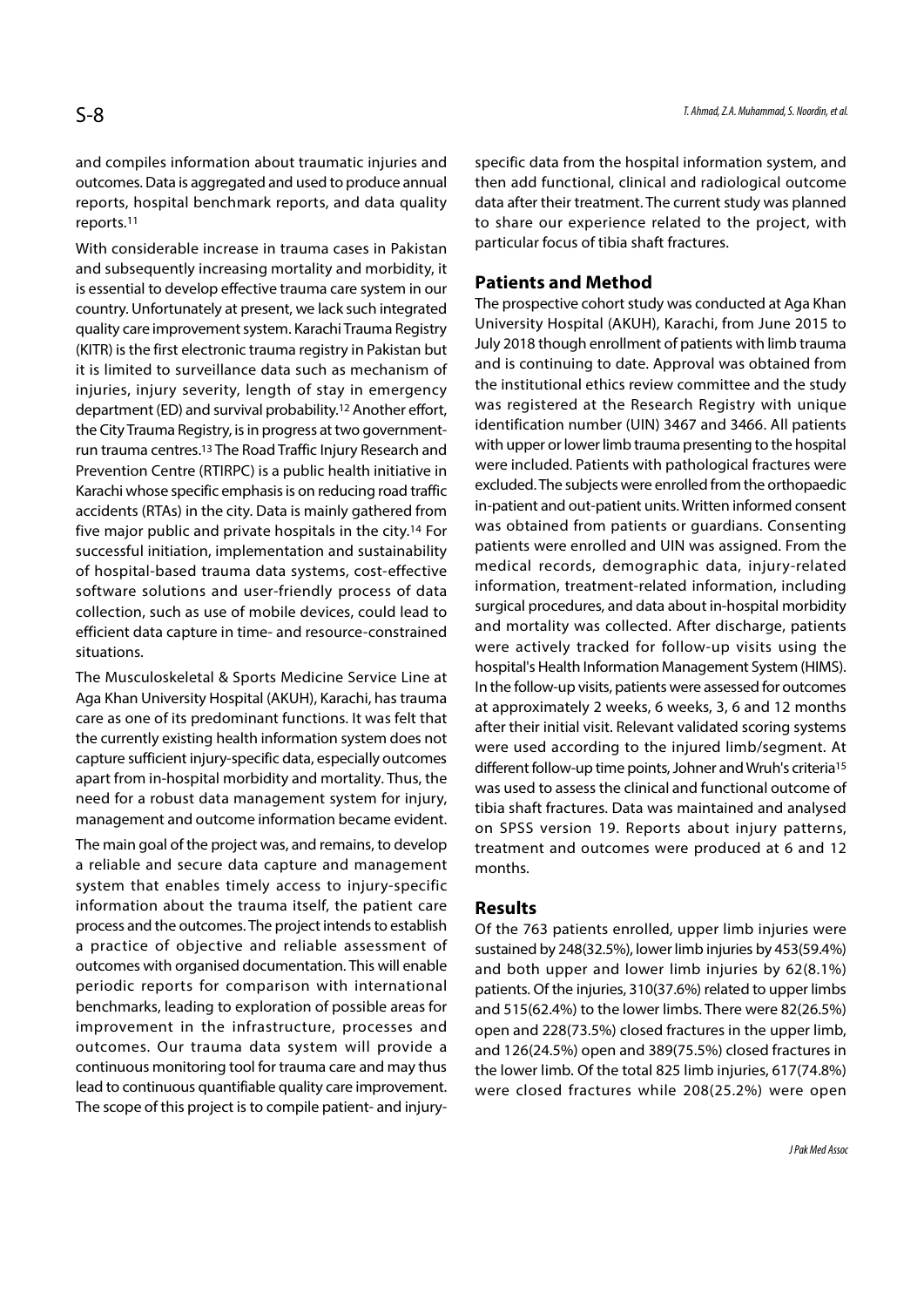and compiles information about traumatic injuries and outcomes. Data is aggregated and used to produce annual reports, hospital benchmark reports, and data quality reports.[11]

With considerable increase in trauma cases in Pakistan and subsequently increasing mortality and morbidity, it is essential to develop effective trauma care system in our country. Unfortunately at present, we lack such integrated quality care improvement system. Karachi Trauma Registry (KITR) is the first electronic trauma registry in Pakistan but it is limited to surveillance data such as mechanism of injuries, injury severity, length of stay in emergency department (ED) and survival probability.[12] Another effort, the City Trauma Registry, is in progress at two government-run trauma centres.[13] The Road Traffic Injury Research and Prevention Centre (RTIRPC) is a public health initiative in Karachi whose specific emphasis is on reducing road traffic accidents (RTAs) in the city. Data is mainly gathered from five major public and private hospitals in the city.[14] For successful initiation, implementation and sustainability of hospital-based trauma data systems, cost-effective software solutions and user-friendly process of data collection, such as use of mobile devices, could lead to efficient data capture in time- and resource-constrained situations.

The Musculoskeletal & Sports Medicine Service Line at Aga Khan University Hospital (AKUH), Karachi, has trauma care as one of its predominant functions. It was felt that the currently existing health information system does not capture sufficient injury-specific data, especially outcomes apart from in-hospital morbidity and mortality. Thus, the need for a robust data management system for injury, management and outcome information became evident.

The main goal of the project was, and remains, to develop a reliable and secure data capture and management system that enables timely access to injury-specific information about the trauma itself, the patient care process and the outcomes. The project intends to establish a practice of objective and reliable assessment of outcomes with organised documentation. This will enable periodic reports for comparison with international benchmarks, leading to exploration of possible areas for improvement in the infrastructure, processes and outcomes. Our trauma data system will provide a continuous monitoring tool for trauma care and may thus lead to continuous quantifiable quality care improvement. The scope of this project is to compile patient- and injury-specific data from the hospital information system, and then add functional, clinical and radiological outcome data after their treatment. The current study was planned to share our experience related to the project, with particular focus of tibia shaft fractures.

## Patients and Method

The prospective cohort study was conducted at Aga Khan University Hospital (AKUH), Karachi, from June 2015 to July 2018 though enrollment of patients with limb trauma and is continuing to date. Approval was obtained from the institutional ethics review committee and the study was registered at the Research Registry with unique identification number (UIN) 3467 and 3466. All patients with upper or lower limb trauma presenting to the hospital were included. Patients with pathological fractures were excluded. The subjects were enrolled from the orthopaedic in-patient and out-patient units. Written informed consent was obtained from patients or guardians. Consenting patients were enrolled and UIN was assigned. From the medical records, demographic data, injury-related information, treatment-related information, including surgical procedures, and data about in-hospital morbidity and mortality was collected. After discharge, patients were actively tracked for follow-up visits using the hospital's Health Information Management System (HIMS). In the follow-up visits, patients were assessed for outcomes at approximately 2 weeks, 6 weeks, 3, 6 and 12 months after their initial visit. Relevant validated scoring systems were used according to the injured limb/segment. At different follow-up time points, Johner and Wruh's criteria[15] was used to assess the clinical and functional outcome of tibia shaft fractures. Data was maintained and analysed on SPSS version 19. Reports about injury patterns, treatment and outcomes were produced at 6 and 12 months.

## Results

Of the 763 patients enrolled, upper limb injuries were sustained by 248(32.5%), lower limb injuries by 453(59.4%) and both upper and lower limb injuries by 62(8.1%) patients. Of the injuries, 310(37.6%) related to upper limbs and 515(62.4%) to the lower limbs. There were 82(26.5%) open and 228(73.5%) closed fractures in the upper limb, and 126(24.5%) open and 389(75.5%) closed fractures in the lower limb. Of the total 825 limb injuries, 617(74.8%) were closed fractures while 208(25.2%) were open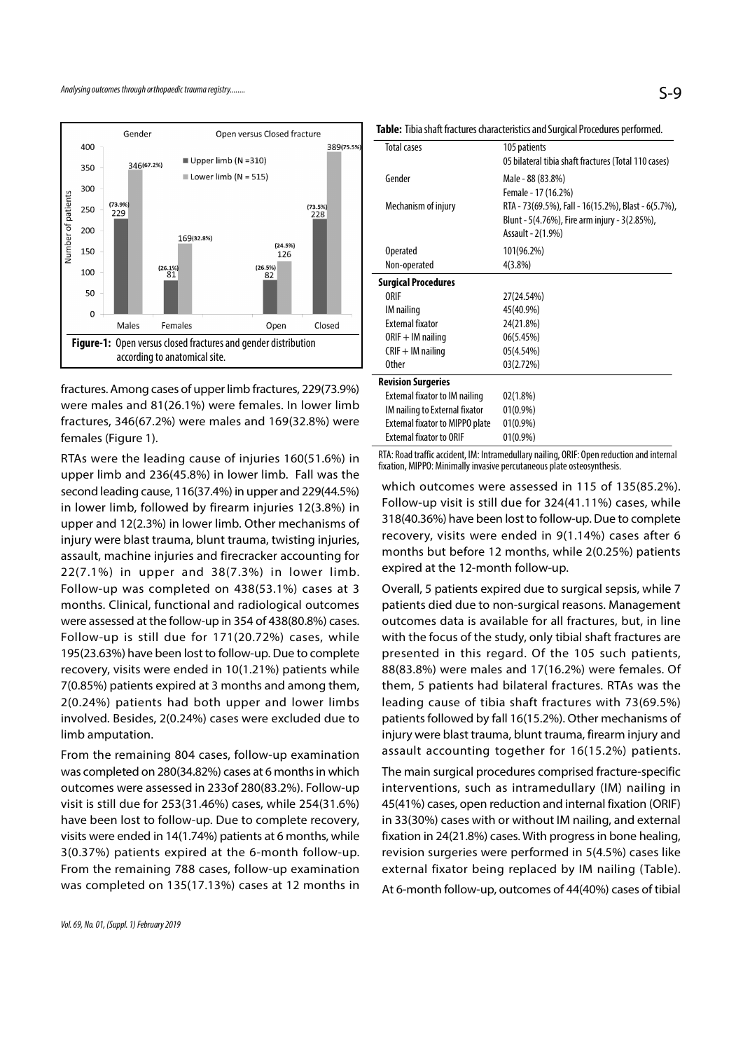Figure-1: Open versus closed fractures and gender distribution according to anatomical site.

fractures. Among cases of upper limb fractures, 229(73.9%) were males and 81(26.1%) were females. In lower limb fractures, 346(67.2%) were males and 169(32.8%) were females (Figure 1).

RTAs were the leading cause of injuries 160(51.6%) in upper limb and 236(45.8%) in lower limb. Fall was the second leading cause, 116(37.4%) in upper and 229(44.5%) in lower limb, followed by firearm injuries 12(3.8%) in upper and 12(2.3%) in lower limb. Other mechanisms of injury were blast trauma, blunt trauma, twisting injuries, assault, machine injuries and firecracker accounting for 22(7.1%) in upper and 38(7.3%) in lower limb. Follow-up was completed on 438(53.1%) cases at 3 months. Clinical, functional and radiological outcomes were assessed at the follow-up in 354 of 438(80.8%) cases. Follow-up is still due for 171(20.72%) cases, while 195(23.63%) have been lost to follow-up. Due to complete recovery, visits were ended in 10(1.21%) patients while 7(0.85%) patients expired at 3 months and among them, 2(0.24%) patients had both upper and lower limbs involved. Besides, 2(0.24%) cases were excluded due to limb amputation.

From the remaining 804 cases, follow-up examination was completed on 280(34.82%) cases at 6 months in which outcomes were assessed in 233of 280(83.2%). Follow-up visit is still due for 253(31.46%) cases, while 254(31.6%) have been lost to follow-up. Due to complete recovery, visits were ended in 14(1.74%) patients at 6 months, while 3(0.37%) patients expired at the 6-month follow-up. From the remaining 788 cases, follow-up examination was completed on 135(17.13%) cases at 12 months in which outcomes were assessed in 115 of 135(85.2%). Follow-up visit is still due for 324(41.11%) cases, while 318(40.36%) have been lost to follow-up. Due to complete recovery, visits were ended in 9(1.14%) cases after 6 months but before 12 months, while 2(0.25%) patients expired at the 12-month follow-up.

**Table:** Tibia shaft fractures characteristics and Surgical Procedures performed.

| | |
|---|---|
| Total cases | 105 patients<br>05 bilateral tibia shaft fractures (Total 110 cases) |
| Gender | Male - 88 (83.8%)<br>Female - 17 (16.2%) |
| Mechanism of injury | RTA - 73(69.5%), Fall - 16(15.2%), Blast - 6(5.7%), Blunt - 5(4.76%), Fire arm injury - 3(2.85%), Assault - 2(1.9%) |
| Operated | 101(96.2%) |
| Non-operated | 4(3.8%) |
| **Surgical Procedures** | |
| ORIF | 27(24.54%) |
| IM nailing | 45(40.9%) |
| External fixator | 24(21.8%) |
| ORIF + IM nailing | 06(5.45%) |
| CRIF + IM nailing | 05(4.54%) |
| Other | 03(2.72%) |
| **Revision Surgeries** | |
| External fixator to IM nailing | 02(1.8%) |
| IM nailing to External fixator | 01(0.9%) |
| External fixator to MIPPO plate | 01(0.9%) |
| External fixator to ORIF | 01(0.9%) |

RTA: Road traffic accident, IM: Intramedullary nailing, ORIF: Open reduction and internal fixation, MIPPO: Minimally invasive percutaneous plate osteosynthesis.

Overall, 5 patients expired due to surgical sepsis, while 7 patients died due to non-surgical reasons. Management outcomes data is available for all fractures, but, in line with the focus of the study, only tibial shaft fractures are presented in this regard. Of the 105 such patients, 88(83.8%) were males and 17(16.2%) were females. Of them, 5 patients had bilateral fractures. RTAs was the leading cause of tibia shaft fractures with 73(69.5%) patients followed by fall 16(15.2%). Other mechanisms of injury were blast trauma, blunt trauma, firearm injury and assault accounting together for 16(15.2%) patients.

The main surgical procedures comprised fracture-specific interventions, such as intramedullary (IM) nailing in 45(41%) cases, open reduction and internal fixation (ORIF) in 33(30%) cases with or without IM nailing, and external fixation in 24(21.8%) cases. With progress in bone healing, revision surgeries were performed in 5(4.5%) cases like external fixator being replaced by IM nailing (Table).

At 6-month follow-up, outcomes of 44(40%) cases of tibial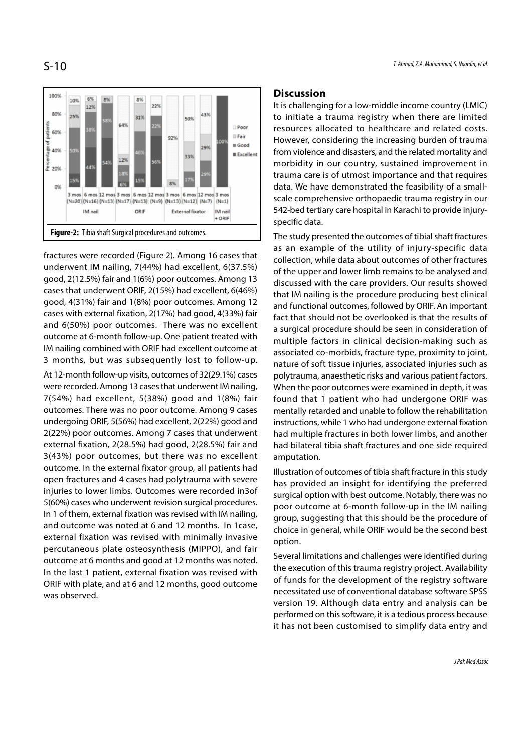Figure-2: Tibia shaft Surgical procedures and outcomes.

fractures were recorded (Figure 2). Among 16 cases that underwent IM nailing, 7(44%) had excellent, 6(37.5%) good, 2(12.5%) fair and 1(6%) poor outcomes. Among 13 cases that underwent ORIF, 2(15%) had excellent, 6(46%) good, 4(31%) fair and 1(8%) poor outcomes. Among 12 cases with external fixation, 2(17%) had good, 4(33%) fair and 6(50%) poor outcomes. There was no excellent outcome at 6-month follow-up. One patient treated with IM nailing combined with ORIF had excellent outcome at 3 months, but was subsequently lost to follow-up.

At 12-month follow-up visits, outcomes of 32(29.1%) cases were recorded. Among 13 cases that underwent IM nailing, 7(54%) had excellent, 5(38%) good and 1(8%) fair outcomes. There was no poor outcome. Among 9 cases undergoing ORIF, 5(56%) had excellent, 2(22%) good and 2(22%) poor outcomes. Among 7 cases that underwent external fixation, 2(28.5%) had good, 2(28.5%) fair and 3(43%) poor outcomes, but there was no excellent outcome. In the external fixator group, all patients had open fractures and 4 cases had polytrauma with severe injuries to lower limbs. Outcomes were recorded in3of 5(60%) cases who underwent revision surgical procedures. In 1 of them, external fixation was revised with IM nailing, and outcome was noted at 6 and 12 months. In 1case, external fixation was revised with minimally invasive percutaneous plate osteosynthesis (MIPPO), and fair outcome at 6 months and good at 12 months was noted. In the last 1 patient, external fixation was revised with ORIF with plate, and at 6 and 12 months, good outcome was observed.

## Discussion

It is challenging for a low-middle income country (LMIC) to initiate a trauma registry when there are limited resources allocated to healthcare and related costs. However, considering the increasing burden of trauma from violence and disasters, and the related mortality and morbidity in our country, sustained improvement in trauma care is of utmost importance and that requires data. We have demonstrated the feasibility of a small-scale comprehensive orthopaedic trauma registry in our 542-bed tertiary care hospital in Karachi to provide injury-specific data.

The study presented the outcomes of tibial shaft fractures as an example of the utility of injury-specific data collection, while data about outcomes of other fractures of the upper and lower limb remains to be analysed and discussed with the care providers. Our results showed that IM nailing is the procedure producing best clinical and functional outcomes, followed by ORIF. An important fact that should not be overlooked is that the results of a surgical procedure should be seen in consideration of multiple factors in clinical decision-making such as associated co-morbids, fracture type, proximity to joint, nature of soft tissue injuries, associated injuries such as polytrauma, anaesthetic risks and various patient factors. When the poor outcomes were examined in depth, it was found that 1 patient who had undergone ORIF was mentally retarded and unable to follow the rehabilitation instructions, while 1 who had undergone external fixation had multiple fractures in both lower limbs, and another had bilateral tibia shaft fractures and one side required amputation.

Illustration of outcomes of tibia shaft fracture in this study has provided an insight for identifying the preferred surgical option with best outcome. Notably, there was no poor outcome at 6-month follow-up in the IM nailing group, suggesting that this should be the procedure of choice in general, while ORIF would be the second best option.

Several limitations and challenges were identified during the execution of this trauma registry project. Availability of funds for the development of the registry software necessitated use of conventional database software SPSS version 19. Although data entry and analysis can be performed on this software, it is a tedious process because it has not been customised to simplify data entry and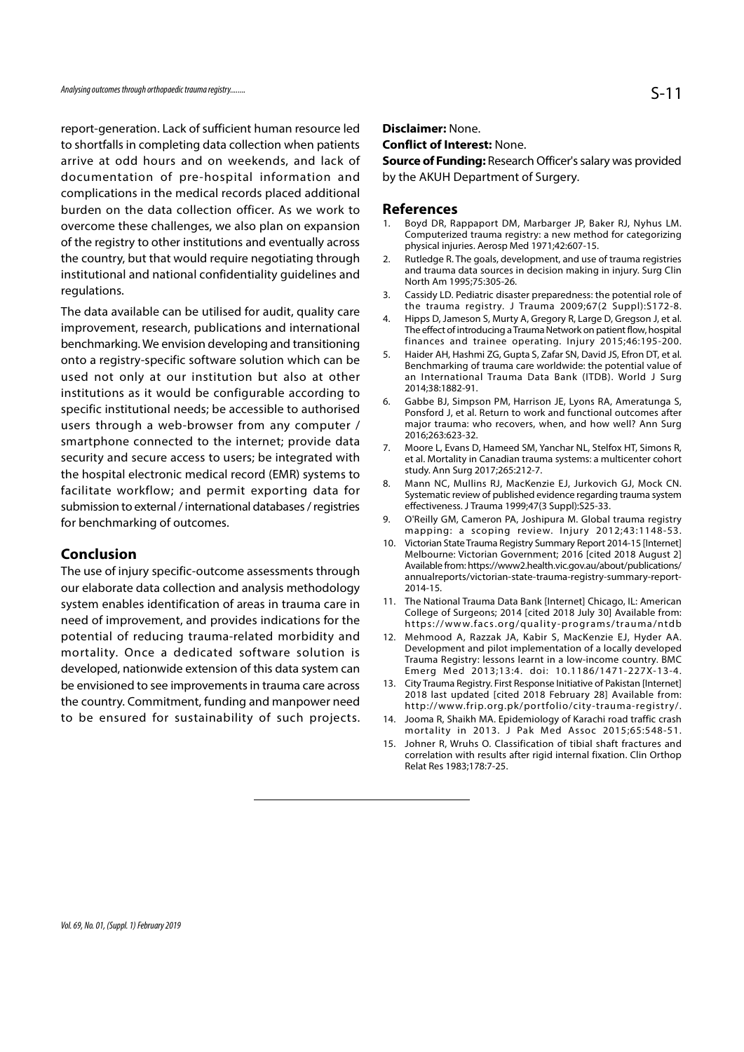report-generation. Lack of sufficient human resource led to shortfalls in completing data collection when patients arrive at odd hours and on weekends, and lack of documentation of pre-hospital information and complications in the medical records placed additional burden on the data collection officer. As we work to overcome these challenges, we also plan on expansion of the registry to other institutions and eventually across the country, but that would require negotiating through institutional and national confidentiality guidelines and regulations.

The data available can be utilised for audit, quality care improvement, research, publications and international benchmarking. We envision developing and transitioning onto a registry-specific software solution which can be used not only at our institution but also at other institutions as it would be configurable according to specific institutional needs; be accessible to authorised users through a web-browser from any computer / smartphone connected to the internet; provide data security and secure access to users; be integrated with the hospital electronic medical record (EMR) systems to facilitate workflow; and permit exporting data for submission to external / international databases / registries for benchmarking of outcomes.

## Conclusion

The use of injury specific-outcome assessments through our elaborate data collection and analysis methodology system enables identification of areas in trauma care in need of improvement, and provides indications for the potential of reducing trauma-related morbidity and mortality. Once a dedicated software solution is developed, nationwide extension of this data system can be envisioned to see improvements in trauma care across the country. Commitment, funding and manpower need to be ensured for sustainability of such projects.

**Disclaimer:** None.

**Conflict of Interest:** None.

**Source of Funding:** Research Officer's salary was provided by the AKUH Department of Surgery.

## References

1. Boyd DR, Rappaport DM, Marbarger JP, Baker RJ, Nyhus LM. Computerized trauma registry: a new method for categorizing physical injuries. Aerosp Med 1971;42:607-15.
2. Rutledge R. The goals, development, and use of trauma registries and trauma data sources in decision making in injury. Surg Clin North Am 1995;75:305-26.
3. Cassidy LD. Pediatric disaster preparedness: the potential role of the trauma registry. J Trauma 2009;67(2 Suppl):S172-8.
4. Hipps D, Jameson S, Murty A, Gregory R, Large D, Gregson J, et al. The effect of introducing a Trauma Network on patient flow, hospital finances and trainee operating. Injury 2015;46:195-200.
5. Haider AH, Hashmi ZG, Gupta S, Zafar SN, David JS, Efron DT, et al. Benchmarking of trauma care worldwide: the potential value of an International Trauma Data Bank (ITDB). World J Surg 2014;38:1882-91.
6. Gabbe BJ, Simpson PM, Harrison JE, Lyons RA, Ameratunga S, Ponsford J, et al. Return to work and functional outcomes after major trauma: who recovers, when, and how well? Ann Surg 2016;263:623-32.
7. Moore L, Evans D, Hameed SM, Yanchar NL, Stelfox HT, Simons R, et al. Mortality in Canadian trauma systems: a multicenter cohort study. Ann Surg 2017;265:212-7.
8. Mann NC, Mullins RJ, MacKenzie EJ, Jurkovich GJ, Mock CN. Systematic review of published evidence regarding trauma system effectiveness. J Trauma 1999;47(3 Suppl):S25-33.
9. O'Reilly GM, Cameron PA, Joshipura M. Global trauma registry mapping: a scoping review. Injury 2012;43:1148-53.
10. Victorian State Trauma Registry Summary Report 2014-15 [Internet] Melbourne: Victorian Government; 2016 [cited 2018 August 2] Available from: https://www2.health.vic.gov.au/about/publications/annualreports/victorian-state-trauma-registry-summary-report-2014-15.
11. The National Trauma Data Bank [Internet] Chicago, IL: American College of Surgeons; 2014 [cited 2018 July 30] Available from: https://www.facs.org/quality-programs/trauma/ntdb
12. Mehmood A, Razzak JA, Kabir S, MacKenzie EJ, Hyder AA. Development and pilot implementation of a locally developed Trauma Registry: lessons learnt in a low-income country. BMC Emerg Med 2013;13:4. doi: 10.1186/1471-227X-13-4.
13. City Trauma Registry. First Response Initiative of Pakistan [Internet] 2018 last updated [cited 2018 February 28] Available from: http://www.frip.org.pk/portfolio/city-trauma-registry/.
14. Jooma R, Shaikh MA. Epidemiology of Karachi road traffic crash mortality in 2013. J Pak Med Assoc 2015;65:548-51.
15. Johner R, Wruhs O. Classification of tibial shaft fractures and correlation with results after rigid internal fixation. Clin Orthop Relat Res 1983;178:7-25.